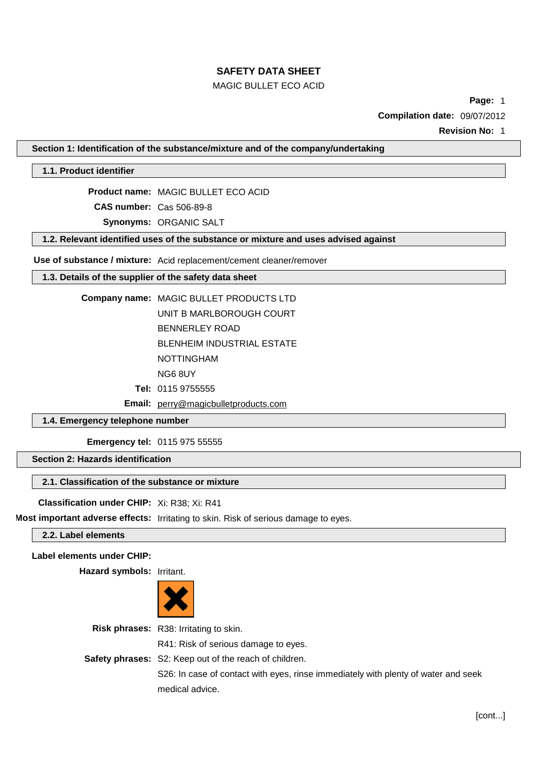# SAFETY DATA SHEET

MAGIC BULLET ECO ACID

**Page:** 1

**Compilation date:** 09/07/2012

**Revision No:** 1

## Section 1: Identification of the substance/mixture and of the company/undertaking

### 1.1. Product identifier

**Product name:** MAGIC BULLET ECO ACID

**CAS number:** Cas 506-89-8

**Synonyms:** ORGANIC SALT

### 1.2. Relevant identified uses of the substance or mixture and uses advised against

**Use of substance / mixture:** Acid replacement/cement cleaner/remover

### 1.3. Details of the supplier of the safety data sheet

**Company name:** MAGIC BULLET PRODUCTS LTD
UNIT B MARLBOROUGH COURT
BENNERLEY ROAD
BLENHEIM INDUSTRIAL ESTATE
NOTTINGHAM
NG6 8UY

**Tel:** 0115 9755555

**Email:** perry@magicbulletproducts.com

### 1.4. Emergency telephone number

**Emergency tel:** 0115 975 55555

## Section 2: Hazards identification

### 2.1. Classification of the substance or mixture

**Classification under CHIP:** Xi: R38; Xi: R41

**Most important adverse effects:** Irritating to skin. Risk of serious damage to eyes.

### 2.2. Label elements

**Label elements under CHIP:**

**Hazard symbols:** Irritant.

**Risk phrases:** R38: Irritating to skin.
R41: Risk of serious damage to eyes.

**Safety phrases:** S2: Keep out of the reach of children.
S26: In case of contact with eyes, rinse immediately with plenty of water and seek medical advice.

[cont...]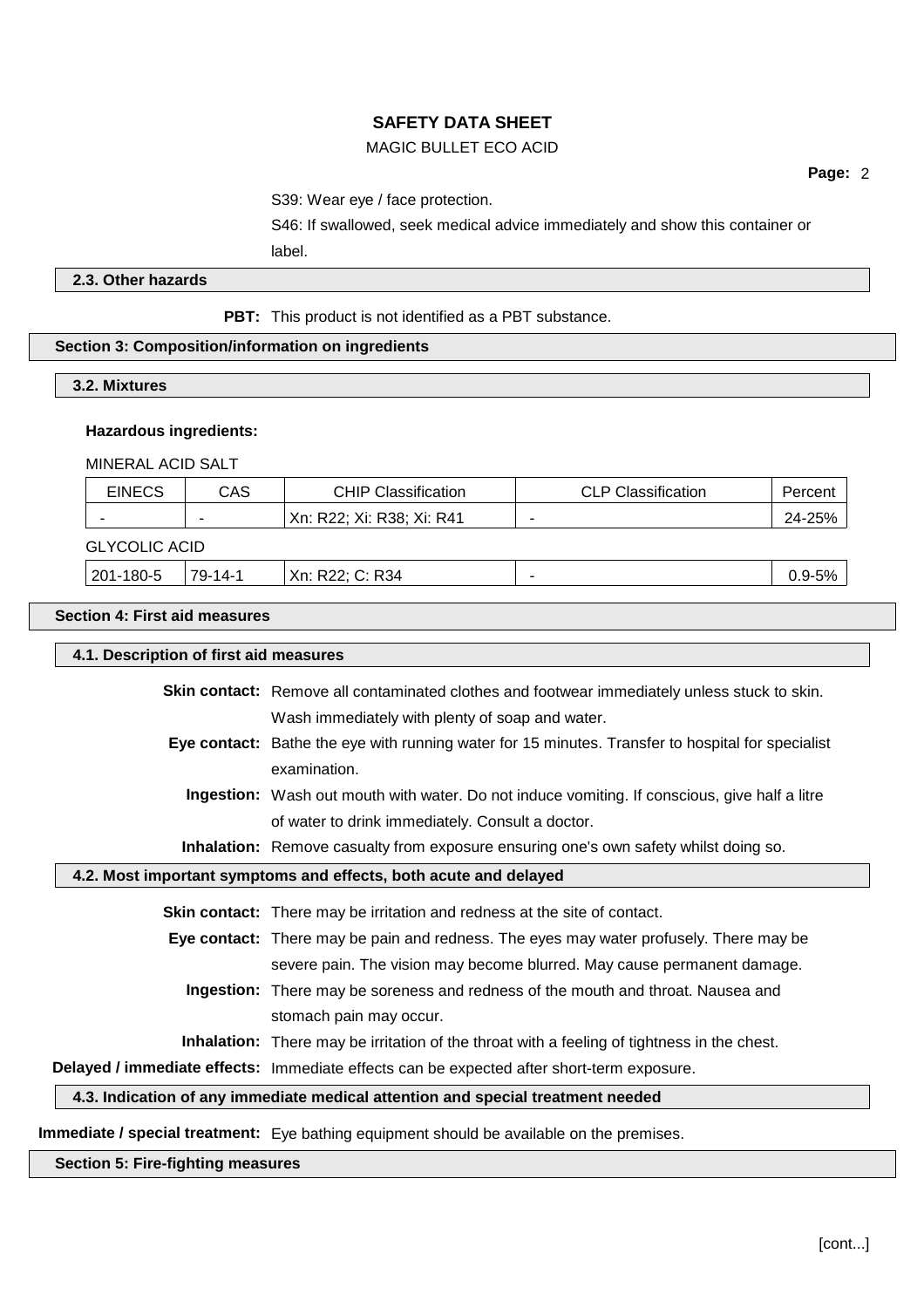S39: Wear eye / face protection.

S46: If swallowed, seek medical advice immediately and show this container or label.

### 2.3. Other hazards

**PBT:** This product is not identified as a PBT substance.

## Section 3: Composition/information on ingredients

### 3.2. Mixtures

**Hazardous ingredients:**

MINERAL ACID SALT

| EINECS | CAS | CHIP Classification | CLP Classification | Percent |
|---|---|---|---|---|
| - | - | Xn: R22; Xi: R38; Xi: R41 | - | 24-25% |

GLYCOLIC ACID

| EINECS | CAS | CHIP Classification | CLP Classification | Percent |
|---|---|---|---|---|
| 201-180-5 | 79-14-1 | Xn: R22; C: R34 | - | 0.9-5% |

## Section 4: First aid measures

### 4.1. Description of first aid measures

**Skin contact:** Remove all contaminated clothes and footwear immediately unless stuck to skin. Wash immediately with plenty of soap and water.

**Eye contact:** Bathe the eye with running water for 15 minutes. Transfer to hospital for specialist examination.

**Ingestion:** Wash out mouth with water. Do not induce vomiting. If conscious, give half a litre of water to drink immediately. Consult a doctor.

**Inhalation:** Remove casualty from exposure ensuring one's own safety whilst doing so.

### 4.2. Most important symptoms and effects, both acute and delayed

**Skin contact:** There may be irritation and redness at the site of contact.

**Eye contact:** There may be pain and redness. The eyes may water profusely. There may be severe pain. The vision may become blurred. May cause permanent damage.

**Ingestion:** There may be soreness and redness of the mouth and throat. Nausea and stomach pain may occur.

**Inhalation:** There may be irritation of the throat with a feeling of tightness in the chest.

**Delayed / immediate effects:** Immediate effects can be expected after short-term exposure.

### 4.3. Indication of any immediate medical attention and special treatment needed

**Immediate / special treatment:** Eye bathing equipment should be available on the premises.

## Section 5: Fire-fighting measures

[cont...]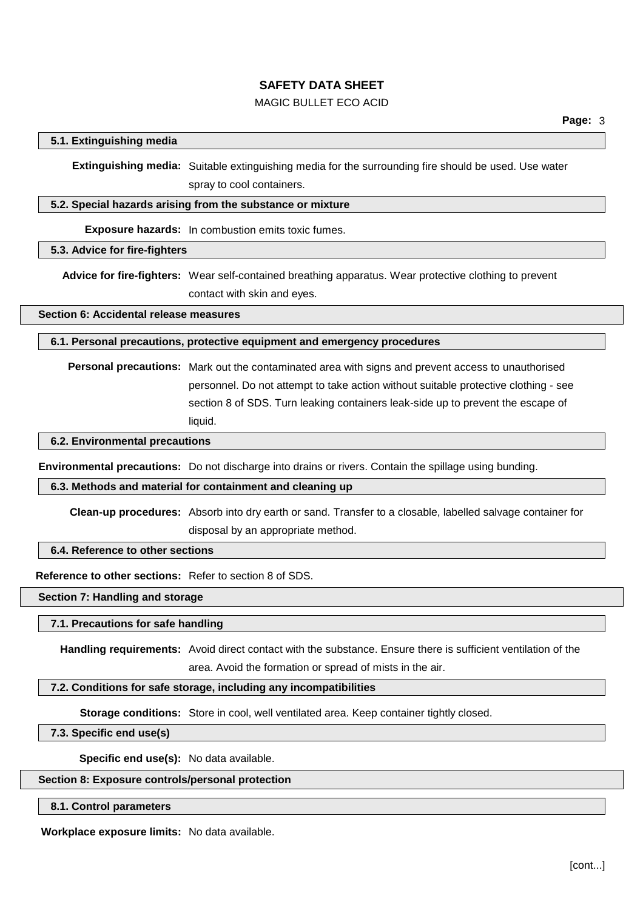### 5.1. Extinguishing media

**Extinguishing media:** Suitable extinguishing media for the surrounding fire should be used. Use water spray to cool containers.

### 5.2. Special hazards arising from the substance or mixture

**Exposure hazards:** In combustion emits toxic fumes.

### 5.3. Advice for fire-fighters

**Advice for fire-fighters:** Wear self-contained breathing apparatus. Wear protective clothing to prevent contact with skin and eyes.

## Section 6: Accidental release measures

### 6.1. Personal precautions, protective equipment and emergency procedures

**Personal precautions:** Mark out the contaminated area with signs and prevent access to unauthorised personnel. Do not attempt to take action without suitable protective clothing - see section 8 of SDS. Turn leaking containers leak-side up to prevent the escape of liquid.

### 6.2. Environmental precautions

**Environmental precautions:** Do not discharge into drains or rivers. Contain the spillage using bunding.

### 6.3. Methods and material for containment and cleaning up

**Clean-up procedures:** Absorb into dry earth or sand. Transfer to a closable, labelled salvage container for disposal by an appropriate method.

### 6.4. Reference to other sections

**Reference to other sections:** Refer to section 8 of SDS.

## Section 7: Handling and storage

### 7.1. Precautions for safe handling

**Handling requirements:** Avoid direct contact with the substance. Ensure there is sufficient ventilation of the area. Avoid the formation or spread of mists in the air.

### 7.2. Conditions for safe storage, including any incompatibilities

**Storage conditions:** Store in cool, well ventilated area. Keep container tightly closed.

### 7.3. Specific end use(s)

**Specific end use(s):** No data available.

## Section 8: Exposure controls/personal protection

### 8.1. Control parameters

**Workplace exposure limits:** No data available.

[cont...]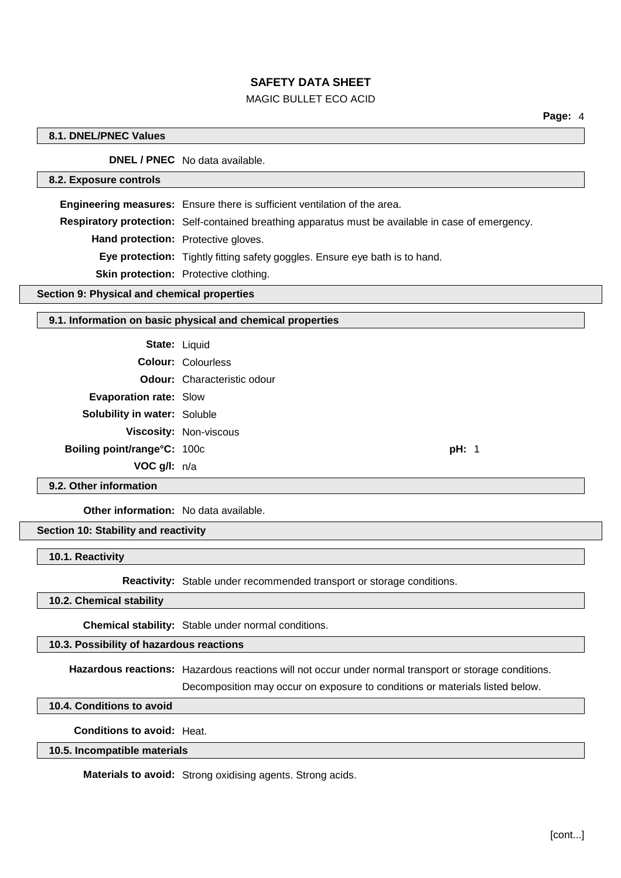### 8.1. DNEL/PNEC Values

**DNEL / PNEC** No data available.

### 8.2. Exposure controls

**Engineering measures:** Ensure there is sufficient ventilation of the area.

**Respiratory protection:** Self-contained breathing apparatus must be available in case of emergency.

**Hand protection:** Protective gloves.

**Eye protection:** Tightly fitting safety goggles. Ensure eye bath is to hand.

**Skin protection:** Protective clothing.

## Section 9: Physical and chemical properties

### 9.1. Information on basic physical and chemical properties

**State:** Liquid

**Colour:** Colourless

**Odour:** Characteristic odour

**Evaporation rate:** Slow

**Solubility in water:** Soluble

**Viscosity:** Non-viscous

**Boiling point/range°C:** 100c **pH:** 1

**VOC g/l:** n/a

### 9.2. Other information

**Other information:** No data available.

## Section 10: Stability and reactivity

### 10.1. Reactivity

**Reactivity:** Stable under recommended transport or storage conditions.

### 10.2. Chemical stability

**Chemical stability:** Stable under normal conditions.

### 10.3. Possibility of hazardous reactions

**Hazardous reactions:** Hazardous reactions will not occur under normal transport or storage conditions.
Decomposition may occur on exposure to conditions or materials listed below.

### 10.4. Conditions to avoid

**Conditions to avoid:** Heat.

### 10.5. Incompatible materials

**Materials to avoid:** Strong oxidising agents. Strong acids.

[cont...]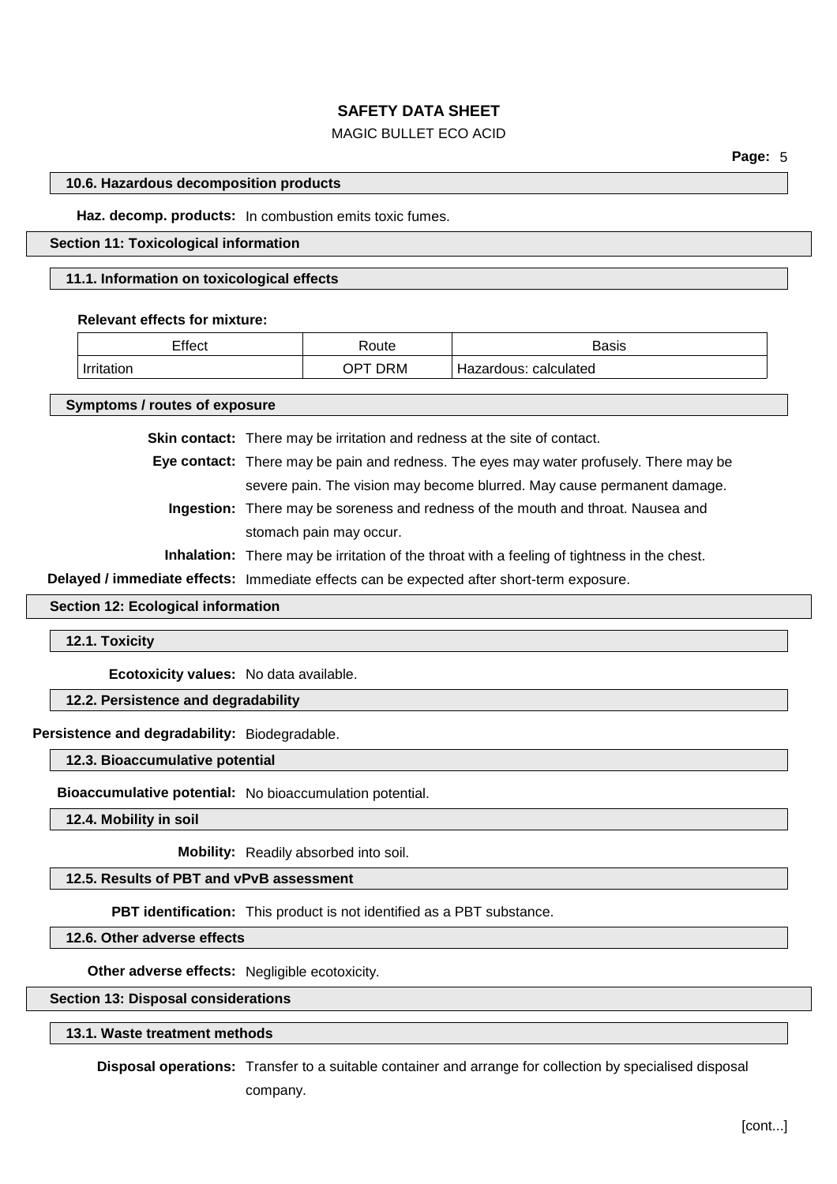### 10.6. Hazardous decomposition products

**Haz. decomp. products:** In combustion emits toxic fumes.

## Section 11: Toxicological information

### 11.1. Information on toxicological effects

**Relevant effects for mixture:**

| Effect | Route | Basis |
|---|---|---|
| Irritation | OPT DRM | Hazardous: calculated |

### Symptoms / routes of exposure

**Skin contact:** There may be irritation and redness at the site of contact.

**Eye contact:** There may be pain and redness. The eyes may water profusely. There may be severe pain. The vision may become blurred. May cause permanent damage.

**Ingestion:** There may be soreness and redness of the mouth and throat. Nausea and stomach pain may occur.

**Inhalation:** There may be irritation of the throat with a feeling of tightness in the chest.

**Delayed / immediate effects:** Immediate effects can be expected after short-term exposure.

## Section 12: Ecological information

### 12.1. Toxicity

**Ecotoxicity values:** No data available.

### 12.2. Persistence and degradability

**Persistence and degradability:** Biodegradable.

### 12.3. Bioaccumulative potential

**Bioaccumulative potential:** No bioaccumulation potential.

### 12.4. Mobility in soil

**Mobility:** Readily absorbed into soil.

### 12.5. Results of PBT and vPvB assessment

**PBT identification:** This product is not identified as a PBT substance.

### 12.6. Other adverse effects

**Other adverse effects:** Negligible ecotoxicity.

## Section 13: Disposal considerations

### 13.1. Waste treatment methods

**Disposal operations:** Transfer to a suitable container and arrange for collection by specialised disposal company.

[cont...]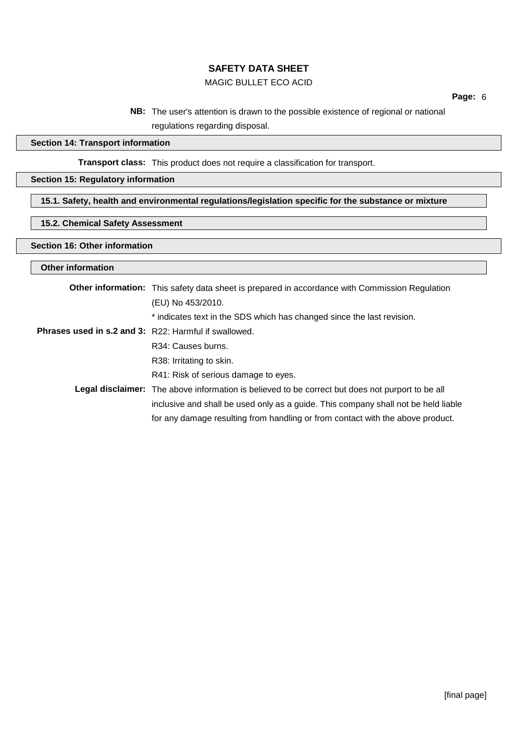**NB:** The user's attention is drawn to the possible existence of regional or national regulations regarding disposal.

## Section 14: Transport information

**Transport class:** This product does not require a classification for transport.

## Section 15: Regulatory information

### 15.1. Safety, health and environmental regulations/legislation specific for the substance or mixture

### 15.2. Chemical Safety Assessment

## Section 16: Other information

### Other information

**Other information:** This safety data sheet is prepared in accordance with Commission Regulation (EU) No 453/2010.

* indicates text in the SDS which has changed since the last revision.

**Phrases used in s.2 and 3:** R22: Harmful if swallowed.

R34: Causes burns.

R38: Irritating to skin.

R41: Risk of serious damage to eyes.

**Legal disclaimer:** The above information is believed to be correct but does not purport to be all inclusive and shall be used only as a guide. This company shall not be held liable for any damage resulting from handling or from contact with the above product.

[final page]